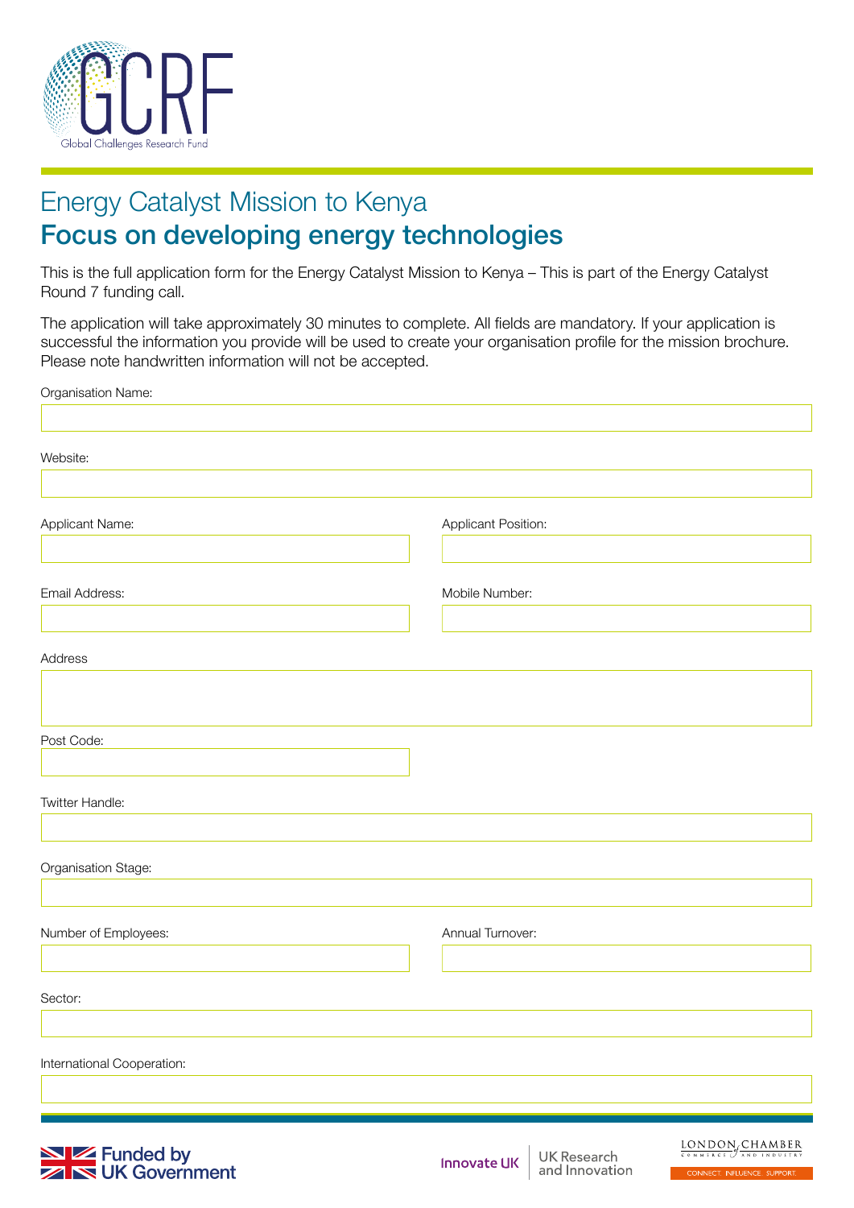GCRF

Global Challenges Research Fund

# Energy Catalyst Mission to Kenya

## Focus on developing energy technologies

This is the full application form for the Energy Catalyst Mission to Kenya – This is part of the Energy Catalyst Round 7 funding call.

The application will take approximately 30 minutes to complete. All fields are mandatory. If your application is successful the information you provide will be used to create your organisation profile for the mission brochure. Please note handwritten information will not be accepted.

Organisation Name:

Website:

Applicant Name:

Applicant Position:

Email Address:

Mobile Number:

Address

Post Code:

Twitter Handle:

Organisation Stage:

Number of Employees:

Annual Turnover:

Sector:

International Cooperation:

Funded by UK Government

Innovate UK | UK Research and Innovation

LONDON CHAMBER of COMMERCE AND INDUSTRY

CONNECT. INFLUENCE. SUPPORT.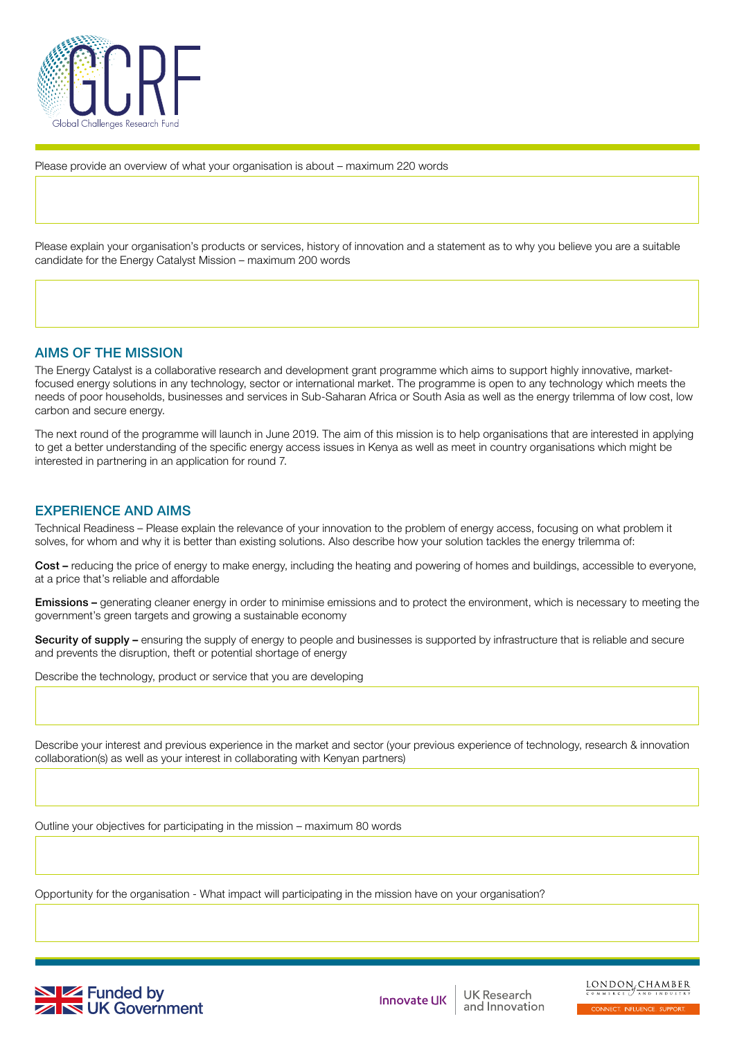Please provide an overview of what your organisation is about – maximum 220 words

Please explain your organisation's products or services, history of innovation and a statement as to why you believe you are a suitable candidate for the Energy Catalyst Mission – maximum 200 words

## AIMS OF THE MISSION

The Energy Catalyst is a collaborative research and development grant programme which aims to support highly innovative, market-focused energy solutions in any technology, sector or international market. The programme is open to any technology which meets the needs of poor households, businesses and services in Sub-Saharan Africa or South Asia as well as the energy trilemma of low cost, low carbon and secure energy.

The next round of the programme will launch in June 2019. The aim of this mission is to help organisations that are interested in applying to get a better understanding of the specific energy access issues in Kenya as well as meet in country organisations which might be interested in partnering in an application for round 7.

## EXPERIENCE AND AIMS

Technical Readiness – Please explain the relevance of your innovation to the problem of energy access, focusing on what problem it solves, for whom and why it is better than existing solutions. Also describe how your solution tackles the energy trilemma of:

**Cost –** reducing the price of energy to make energy, including the heating and powering of homes and buildings, accessible to everyone, at a price that's reliable and affordable

**Emissions –** generating cleaner energy in order to minimise emissions and to protect the environment, which is necessary to meeting the government's green targets and growing a sustainable economy

**Security of supply –** ensuring the supply of energy to people and businesses is supported by infrastructure that is reliable and secure and prevents the disruption, theft or potential shortage of energy

Describe the technology, product or service that you are developing

Describe your interest and previous experience in the market and sector (your previous experience of technology, research & innovation collaboration(s) as well as your interest in collaborating with Kenyan partners)

Outline your objectives for participating in the mission – maximum 80 words

Opportunity for the organisation - What impact will participating in the mission have on your organisation?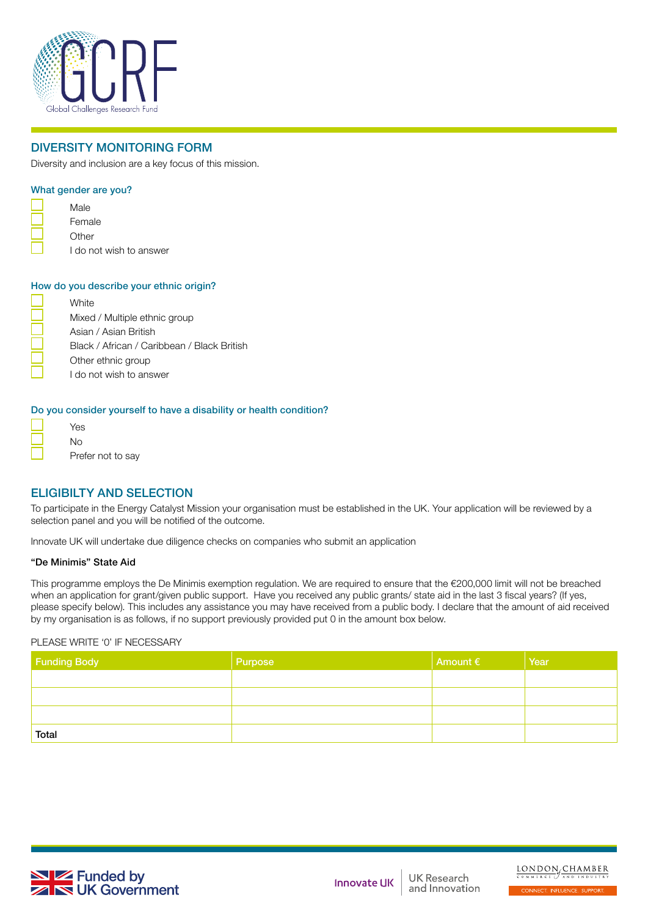## DIVERSITY MONITORING FORM

Diversity and inclusion are a key focus of this mission.

### What gender are you?

- ☐ Male
- ☐ Female
- ☐ Other
- ☐ I do not wish to answer

### How do you describe your ethnic origin?

- ☐ White
- ☐ Mixed / Multiple ethnic group
- ☐ Asian / Asian British
- ☐ Black / African / Caribbean / Black British
- ☐ Other ethnic group
- ☐ I do not wish to answer

### Do you consider yourself to have a disability or health condition?

- ☐ Yes
- ☐ No
- ☐ Prefer not to say

## ELIGIBILTY AND SELECTION

To participate in the Energy Catalyst Mission your organisation must be established in the UK. Your application will be reviewed by a selection panel and you will be notified of the outcome.

Innovate UK will undertake due diligence checks on companies who submit an application

**"De Minimis" State Aid**

This programme employs the De Minimis exemption regulation. We are required to ensure that the €200,000 limit will not be breached when an application for grant/given public support. Have you received any public grants/ state aid in the last 3 fiscal years? (If yes, please specify below). This includes any assistance you may have received from a public body. I declare that the amount of aid received by my organisation is as follows, if no support previously provided put 0 in the amount box below.

PLEASE WRITE '0' IF NECESSARY

| Funding Body | Purpose | Amount € | Year |
|---|---|---|---|
| | | | |
| | | | |
| | | | |
| **Total** | | | |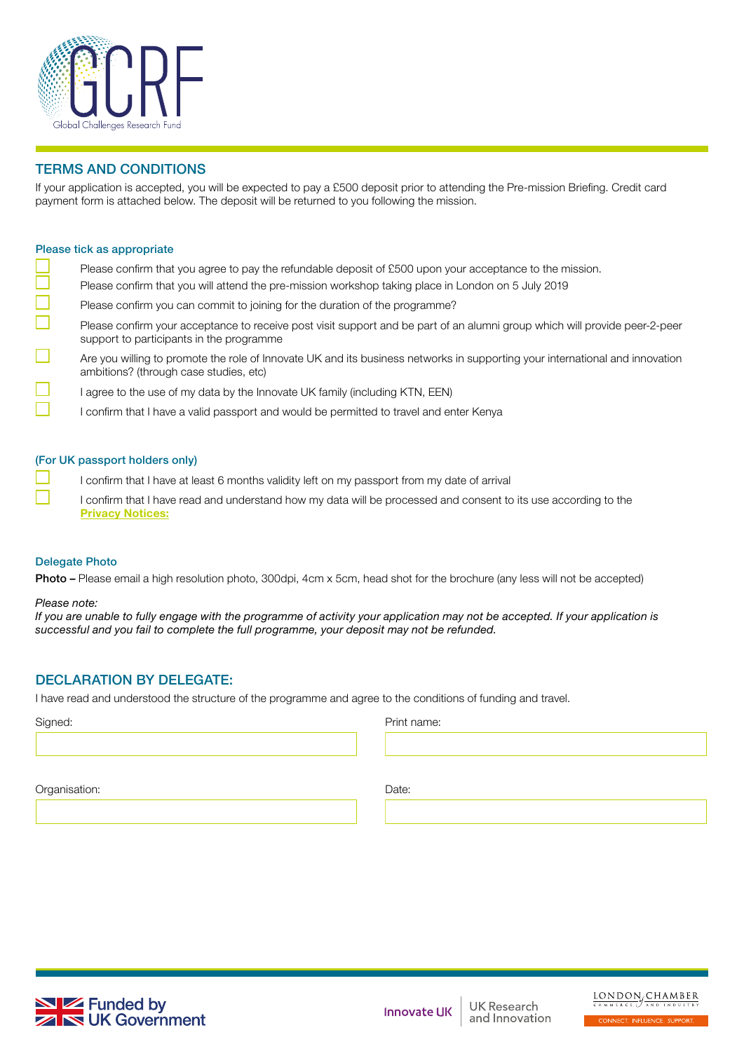## TERMS AND CONDITIONS

If your application is accepted, you will be expected to pay a £500 deposit prior to attending the Pre-mission Briefing. Credit card payment form is attached below. The deposit will be returned to you following the mission.

### Please tick as appropriate

- ☐ Please confirm that you agree to pay the refundable deposit of £500 upon your acceptance to the mission.
- ☐ Please confirm that you will attend the pre-mission workshop taking place in London on 5 July 2019
- ☐ Please confirm you can commit to joining for the duration of the programme?
- ☐ Please confirm your acceptance to receive post visit support and be part of an alumni group which will provide peer-2-peer support to participants in the programme
- ☐ Are you willing to promote the role of Innovate UK and its business networks in supporting your international and innovation ambitions? (through case studies, etc)
- ☐ I agree to the use of my data by the Innovate UK family (including KTN, EEN)
- ☐ I confirm that I have a valid passport and would be permitted to travel and enter Kenya

### (For UK passport holders only)

- ☐ I confirm that I have at least 6 months validity left on my passport from my date of arrival
- ☐ I confirm that I have read and understand how my data will be processed and consent to its use according to the **Privacy Notices:**

### Delegate Photo

**Photo –** Please email a high resolution photo, 300dpi, 4cm x 5cm, head shot for the brochure (any less will not be accepted)

*Please note:*
*If you are unable to fully engage with the programme of activity your application may not be accepted. If your application is successful and you fail to complete the full programme, your deposit may not be refunded.*

## DECLARATION BY DELEGATE:

I have read and understood the structure of the programme and agree to the conditions of funding and travel.

Signed: ____________________ Print name: ____________________

Organisation: ____________________ Date: ____________________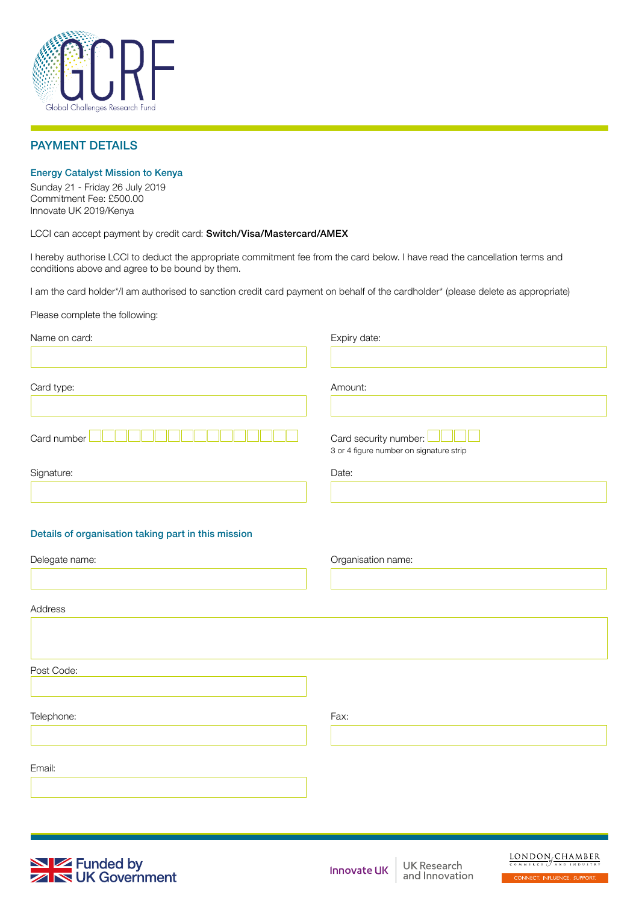## PAYMENT DETAILS

### Energy Catalyst Mission to Kenya

Sunday 21 - Friday 26 July 2019
Commitment Fee: £500.00
Innovate UK 2019/Kenya

LCCI can accept payment by credit card: **Switch/Visa/Mastercard/AMEX**

I hereby authorise LCCI to deduct the appropriate commitment fee from the card below. I have read the cancellation terms and conditions above and agree to be bound by them.

I am the card holder*/I am authorised to sanction credit card payment on behalf of the cardholder* (please delete as appropriate)

Please complete the following:

Name on card:

Expiry date:

Card type:

Amount:

Card number

Card security number:
3 or 4 figure number on signature strip

Signature:

Date:

### Details of organisation taking part in this mission

Delegate name:

Organisation name:

Address

Post Code:

Telephone:

Fax:

Email: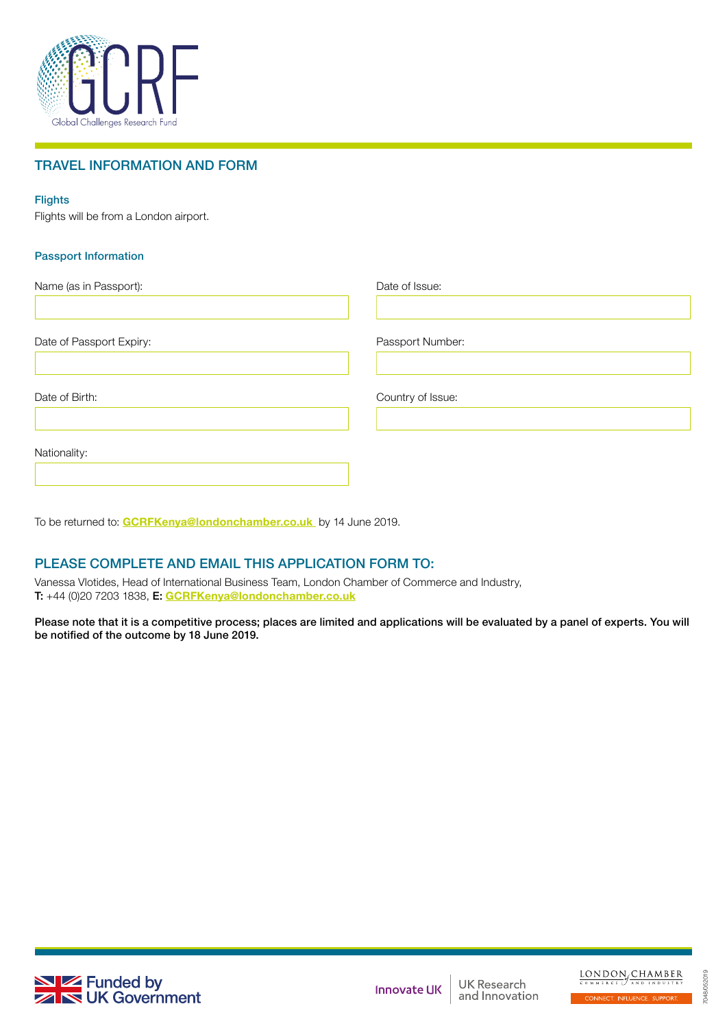GCRF

Global Challenges Research Fund

## TRAVEL INFORMATION AND FORM

### Flights

Flights will be from a London airport.

### Passport Information

Name (as in Passport):

Date of Issue:

Date of Passport Expiry:

Passport Number:

Date of Birth:

Country of Issue:

Nationality:

To be returned to: **GCRFKenya@londonchamber.co.uk** by 14 June 2019.

## PLEASE COMPLETE AND EMAIL THIS APPLICATION FORM TO:

Vanessa Vlotides, Head of International Business Team, London Chamber of Commerce and Industry,
**T:** +44 (0)20 7203 1838, **E:** **GCRFKenya@londonchamber.co.uk**

**Please note that it is a competitive process; places are limited and applications will be evaluated by a panel of experts. You will be notified of the outcome by 18 June 2019.**

Funded by UK Government

Innovate UK | UK Research and Innovation

LONDON CHAMBER OF COMMERCE AND INDUSTRY
CONNECT. INFLUENCE. SUPPORT.

7048/052019